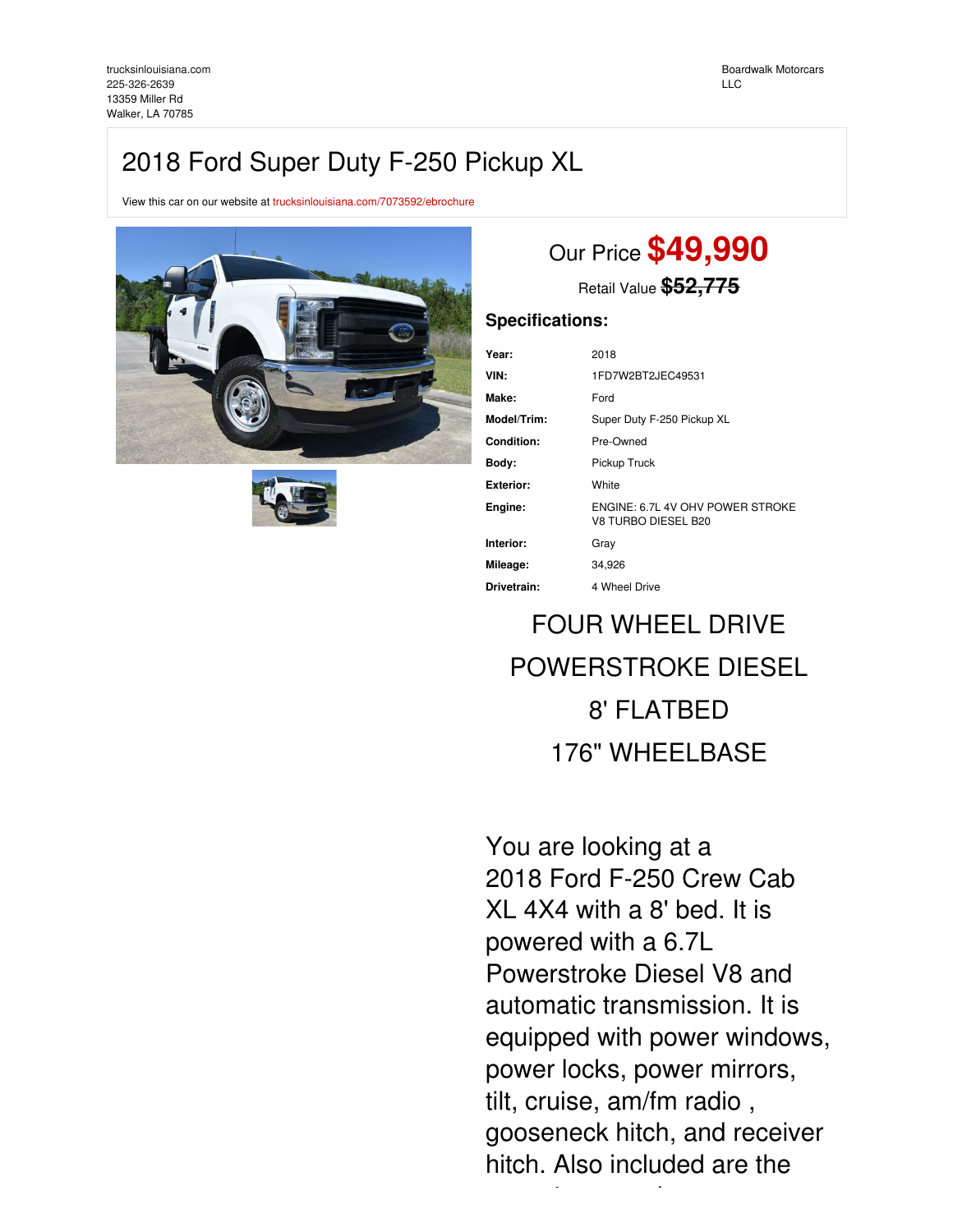trucksinlouisiana.com
225-326-2639
13359 Miller Rd
Walker, LA 70785

Boardwalk Motorcars LLC

# 2018 Ford Super Duty F-250 Pickup XL

View this car on our website at trucksinlouisiana.com/7073592/ebrochure

## Our Price **$49,990**

Retail Value ~~$52,775~~

### Specifications:

| | |
|---|---|
| **Year:** | 2018 |
| **VIN:** | 1FD7W2BT2JEC49531 |
| **Make:** | Ford |
| **Model/Trim:** | Super Duty F-250 Pickup XL |
| **Condition:** | Pre-Owned |
| **Body:** | Pickup Truck |
| **Exterior:** | White |
| **Engine:** | ENGINE: 6.7L 4V OHV POWER STROKE V8 TURBO DIESEL B20 |
| **Interior:** | Gray |
| **Mileage:** | 34,926 |
| **Drivetrain:** | 4 Wheel Drive |

FOUR WHEEL DRIVE

POWERSTROKE DIESEL

8' FLATBED

176" WHEELBASE

You are looking at a 2018 Ford F-250 Crew Cab XL 4X4 with a 8' bed. It is powered with a 6.7L Powerstroke Diesel V8 and automatic transmission. It is equipped with power windows, power locks, power mirrors, tilt, cruise, am/fm radio , gooseneck hitch, and receiver hitch. Also included are the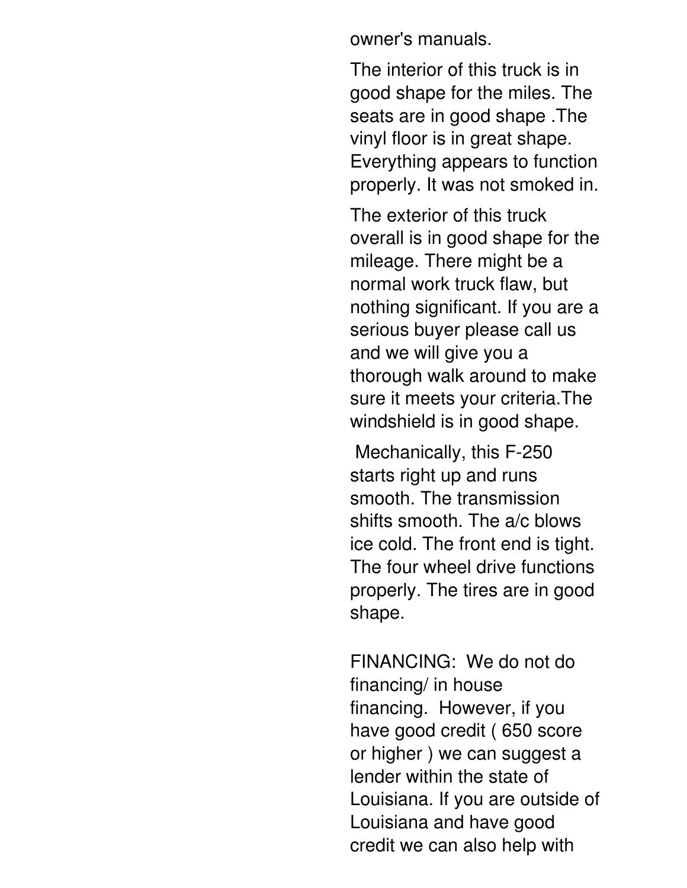owner's manuals.

The interior of this truck is in good shape for the miles. The seats are in good shape .The vinyl floor is in great shape. Everything appears to function properly. It was not smoked in.

The exterior of this truck overall is in good shape for the mileage. There might be a normal work truck flaw, but nothing significant. If you are a serious buyer please call us and we will give you a thorough walk around to make sure it meets your criteria.The windshield is in good shape.

Mechanically, this F-250 starts right up and runs smooth. The transmission shifts smooth. The a/c blows ice cold. The front end is tight. The four wheel drive functions properly. The tires are in good shape.

FINANCING: We do not do financing/ in house financing. However, if you have good credit ( 650 score or higher ) we can suggest a lender within the state of Louisiana. If you are outside of Louisiana and have good credit we can also help with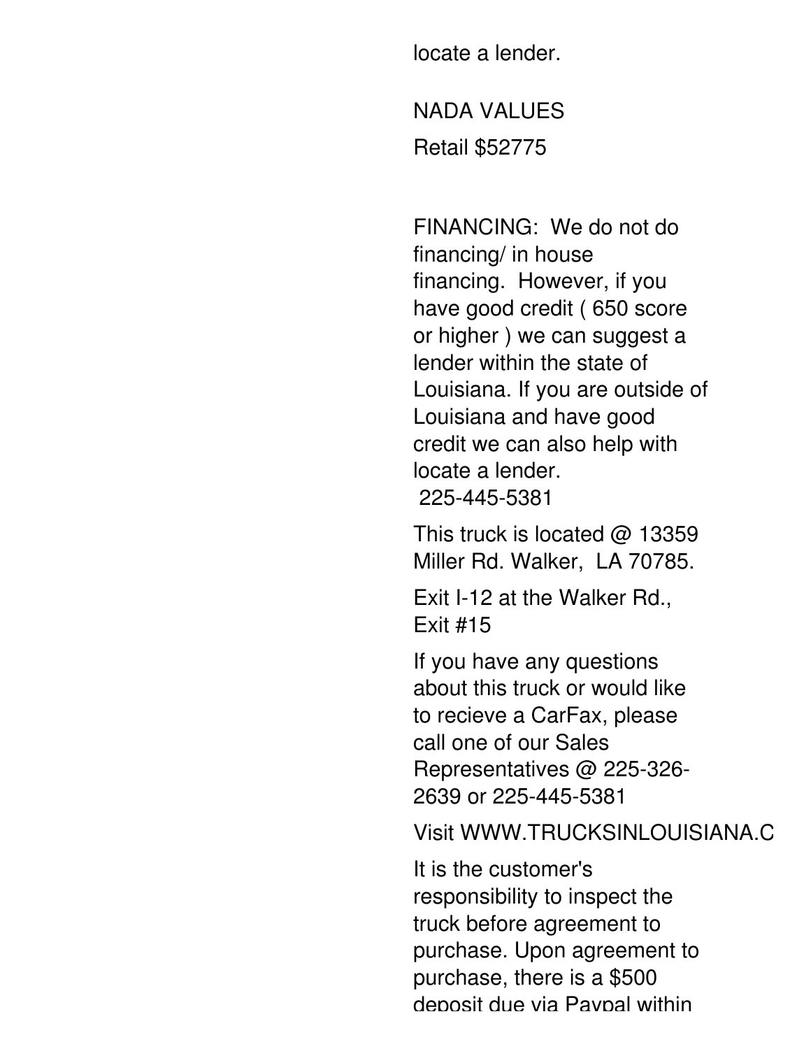locate a lender.

NADA VALUES

Retail $52775

FINANCING: We do not do financing/ in house financing. However, if you have good credit ( 650 score or higher ) we can suggest a lender within the state of Louisiana. If you are outside of Louisiana and have good credit we can also help with locate a lender.
225-445-5381

This truck is located @ 13359 Miller Rd. Walker, LA 70785.

Exit I-12 at the Walker Rd., Exit #15

If you have any questions about this truck or would like to recieve a CarFax, please call one of our Sales Representatives @ 225-326-2639 or 225-445-5381

Visit WWW.TRUCKSINLOUISIANA.C

It is the customer's responsibility to inspect the truck before agreement to purchase. Upon agreement to purchase, there is a $500 deposit due via Paypal within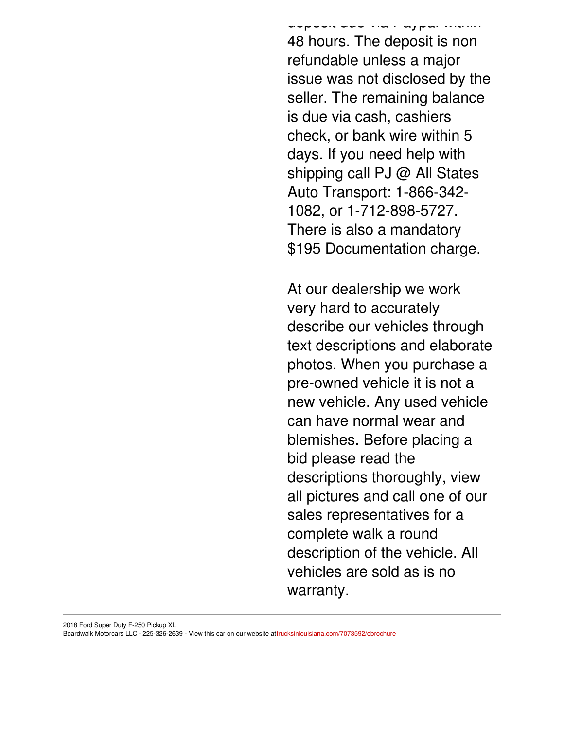deposit due via Paypal within 48 hours. The deposit is non refundable unless a major issue was not disclosed by the seller. The remaining balance is due via cash, cashiers check, or bank wire within 5 days. If you need help with shipping call PJ @ All States Auto Transport: 1-866-342-1082, or 1-712-898-5727. There is also a mandatory $195 Documentation charge.

At our dealership we work very hard to accurately describe our vehicles through text descriptions and elaborate photos. When you purchase a pre-owned vehicle it is not a new vehicle. Any used vehicle can have normal wear and blemishes. Before placing a bid please read the descriptions thoroughly, view all pictures and call one of our sales representatives for a complete walk a round description of the vehicle. All vehicles are sold as is no warranty.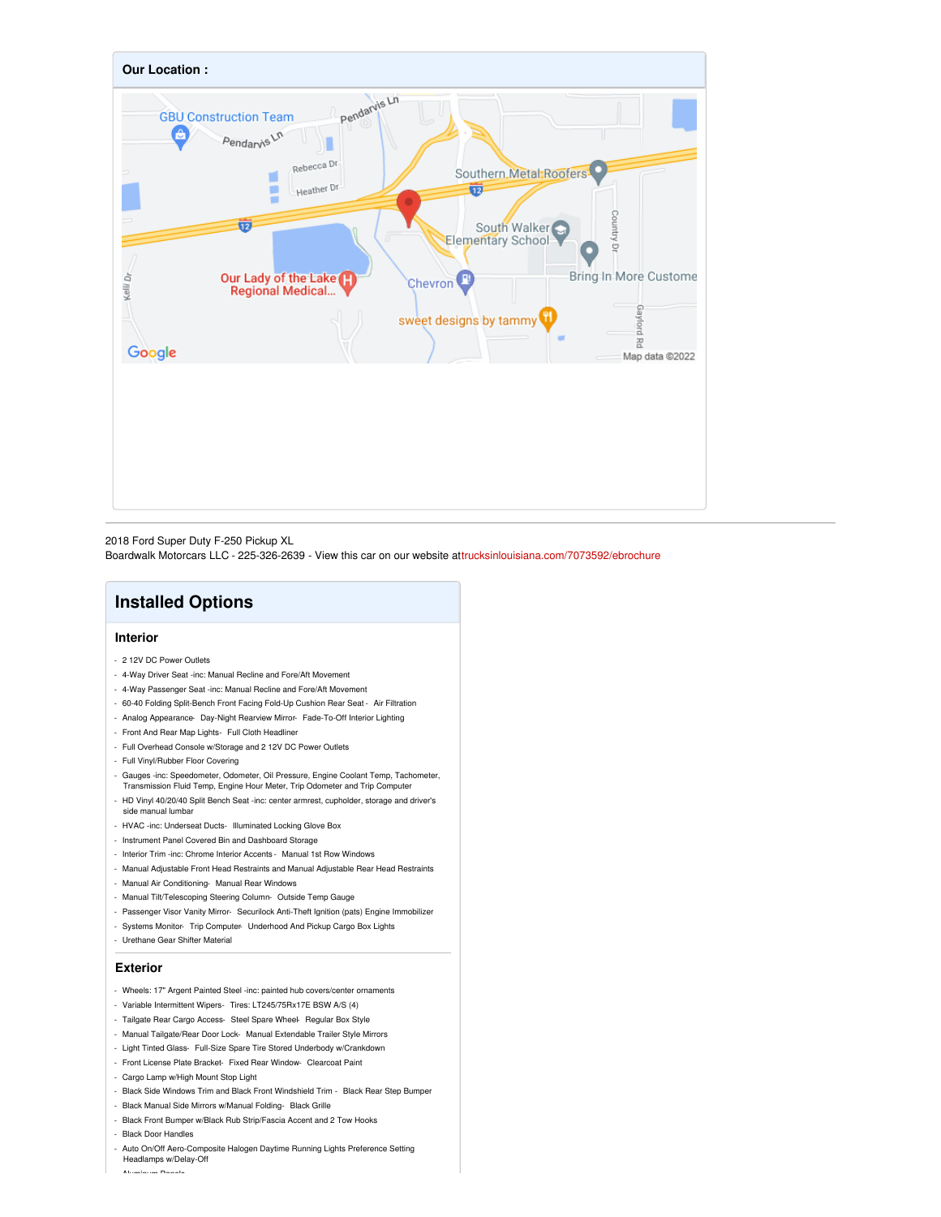**Our Location :**

2018 Ford Super Duty F-250 Pickup XL
Boardwalk Motorcars LLC - 225-326-2639 - View this car on our website attrucksinlouisiana.com/7073592/ebrochure

## Installed Options

### Interior

- 2 12V DC Power Outlets
- 4-Way Driver Seat -inc: Manual Recline and Fore/Aft Movement
- 4-Way Passenger Seat -inc: Manual Recline and Fore/Aft Movement
- 60-40 Folding Split-Bench Front Facing Fold-Up Cushion Rear Seat - Air Filtration
- Analog Appearance- Day-Night Rearview Mirror- Fade-To-Off Interior Lighting
- Front And Rear Map Lights- Full Cloth Headliner
- Full Overhead Console w/Storage and 2 12V DC Power Outlets
- Full Vinyl/Rubber Floor Covering
- Gauges -inc: Speedometer, Odometer, Oil Pressure, Engine Coolant Temp, Tachometer, Transmission Fluid Temp, Engine Hour Meter, Trip Odometer and Trip Computer
- HD Vinyl 40/20/40 Split Bench Seat -inc: center armrest, cupholder, storage and driver's side manual lumbar
- HVAC -inc: Underseat Ducts- Illuminated Locking Glove Box
- Instrument Panel Covered Bin and Dashboard Storage
- Interior Trim -inc: Chrome Interior Accents - Manual 1st Row Windows
- Manual Adjustable Front Head Restraints and Manual Adjustable Rear Head Restraints
- Manual Air Conditioning- Manual Rear Windows
- Manual Tilt/Telescoping Steering Column- Outside Temp Gauge
- Passenger Visor Vanity Mirror- Securilock Anti-Theft Ignition (pats) Engine Immobilizer
- Systems Monitor- Trip Computer- Underhood And Pickup Cargo Box Lights
- Urethane Gear Shifter Material

### Exterior

- Wheels: 17" Argent Painted Steel -inc: painted hub covers/center ornaments
- Variable Intermittent Wipers- Tires: LT245/75Rx17E BSW A/S (4)
- Tailgate Rear Cargo Access- Steel Spare Wheel- Regular Box Style
- Manual Tailgate/Rear Door Lock- Manual Extendable Trailer Style Mirrors
- Light Tinted Glass- Full-Size Spare Tire Stored Underbody w/Crankdown
- Front License Plate Bracket- Fixed Rear Window- Clearcoat Paint
- Cargo Lamp w/High Mount Stop Light
- Black Side Windows Trim and Black Front Windshield Trim - Black Rear Step Bumper
- Black Manual Side Mirrors w/Manual Folding- Black Grille
- Black Front Bumper w/Black Rub Strip/Fascia Accent and 2 Tow Hooks
- Black Door Handles
- Auto On/Off Aero-Composite Halogen Daytime Running Lights Preference Setting Headlamps w/Delay-Off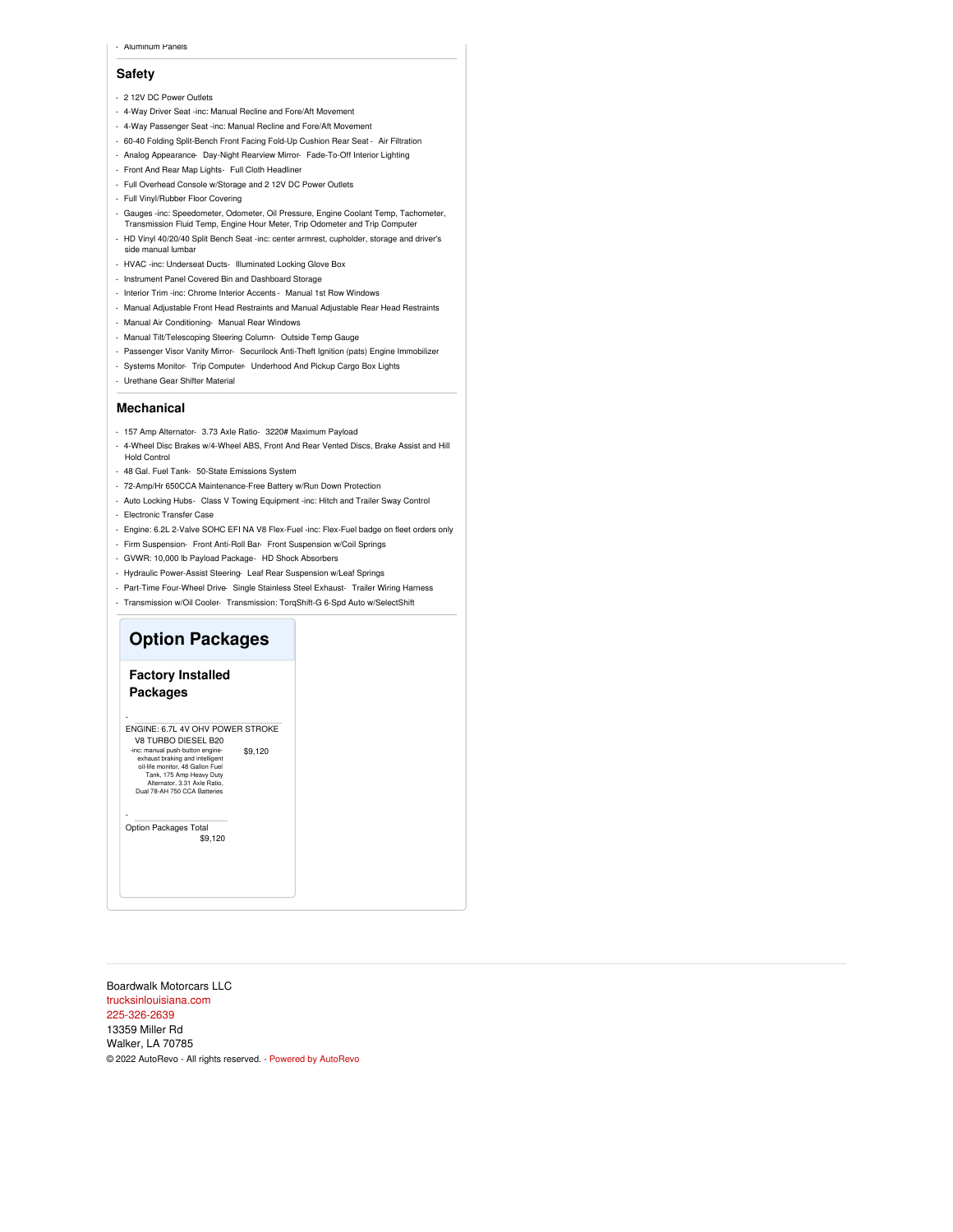- Aluminum Panels

## Safety

- 2 12V DC Power Outlets
- 4-Way Driver Seat -inc: Manual Recline and Fore/Aft Movement
- 4-Way Passenger Seat -inc: Manual Recline and Fore/Aft Movement
- 60-40 Folding Split-Bench Front Facing Fold-Up Cushion Rear Seat - Air Filtration
- Analog Appearance- Day-Night Rearview Mirror- Fade-To-Off Interior Lighting
- Front And Rear Map Lights- Full Cloth Headliner
- Full Overhead Console w/Storage and 2 12V DC Power Outlets
- Full Vinyl/Rubber Floor Covering
- Gauges -inc: Speedometer, Odometer, Oil Pressure, Engine Coolant Temp, Tachometer, Transmission Fluid Temp, Engine Hour Meter, Trip Odometer and Trip Computer
- HD Vinyl 40/20/40 Split Bench Seat -inc: center armrest, cupholder, storage and driver's side manual lumbar
- HVAC -inc: Underseat Ducts- Illuminated Locking Glove Box
- Instrument Panel Covered Bin and Dashboard Storage
- Interior Trim -inc: Chrome Interior Accents - Manual 1st Row Windows
- Manual Adjustable Front Head Restraints and Manual Adjustable Rear Head Restraints
- Manual Air Conditioning- Manual Rear Windows
- Manual Tilt/Telescoping Steering Column- Outside Temp Gauge
- Passenger Visor Vanity Mirror- Securilock Anti-Theft Ignition (pats) Engine Immobilizer
- Systems Monitor- Trip Computer- Underhood And Pickup Cargo Box Lights
- Urethane Gear Shifter Material

## Mechanical

- 157 Amp Alternator- 3.73 Axle Ratio- 3220# Maximum Payload
- 4-Wheel Disc Brakes w/4-Wheel ABS, Front And Rear Vented Discs, Brake Assist and Hill Hold Control
- 48 Gal. Fuel Tank- 50-State Emissions System
- 72-Amp/Hr 650CCA Maintenance-Free Battery w/Run Down Protection
- Auto Locking Hubs- Class V Towing Equipment -inc: Hitch and Trailer Sway Control
- Electronic Transfer Case
- Engine: 6.2L 2-Valve SOHC EFI NA V8 Flex-Fuel -inc: Flex-Fuel badge on fleet orders only
- Firm Suspension- Front Anti-Roll Bar- Front Suspension w/Coil Springs
- GVWR: 10,000 lb Payload Package- HD Shock Absorbers
- Hydraulic Power-Assist Steering- Leaf Rear Suspension w/Leaf Springs
- Part-Time Four-Wheel Drive- Single Stainless Steel Exhaust- Trailer Wiring Harness
- Transmission w/Oil Cooler- Transmission: TorqShift-G 6-Spd Auto w/SelectShift

# Option Packages

### Factory Installed Packages

- ENGINE: 6.7L 4V OHV POWER STROKE V8 TURBO DIESEL B20 — $9,120
  -inc: manual push-button engine-exhaust braking and intelligent oil-life monitor, 48 Gallon Fuel Tank, 175 Amp Heavy Duty Alternator, 3.31 Axle Ratio, Dual 78-AH 750 CCA Batteries

- Option Packages Total — $9,120

Boardwalk Motorcars LLC
trucksinlouisiana.com
225-326-2639
13359 Miller Rd
Walker, LA 70785
© 2022 AutoRevo - All rights reserved. - Powered by AutoRevo